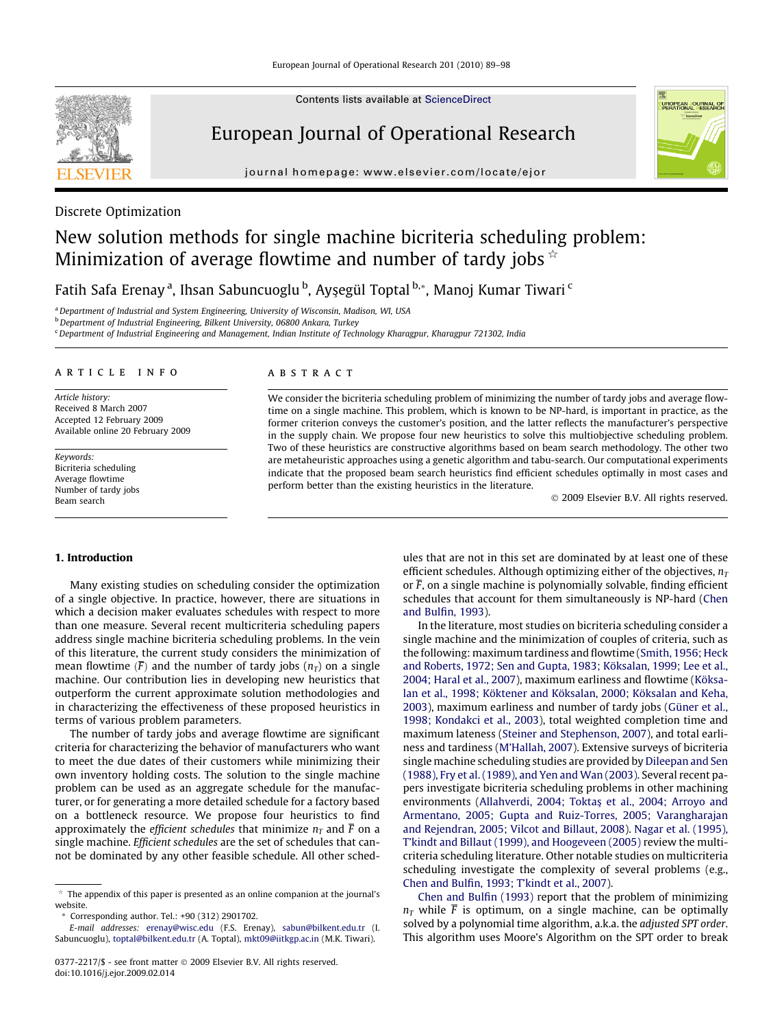Discrete Optimization

# New solution methods for single machine bicriteria scheduling problem: Minimization of average flowtime and number of tardy jobs ☆

Fatih Safa Erenay [a], Ihsan Sabuncuoglu [b], Ayşegül Toptal [b,*], Manoj Kumar Tiwari [c]

[a] Department of Industrial and System Engineering, University of Wisconsin, Madison, WI, USA

[b] Department of Industrial Engineering, Bilkent University, 06800 Ankara, Turkey

[c] Department of Industrial Engineering and Management, Indian Institute of Technology Kharagpur, Kharagpur 721302, India

## ARTICLE INFO

*Article history:*
Received 8 March 2007
Accepted 12 February 2009
Available online 20 February 2009

*Keywords:*
Bicriteria scheduling
Average flowtime
Number of tardy jobs
Beam search

## ABSTRACT

We consider the bicriteria scheduling problem of minimizing the number of tardy jobs and average flowtime on a single machine. This problem, which is known to be NP-hard, is important in practice, as the former criterion conveys the customer's position, and the latter reflects the manufacturer's perspective in the supply chain. We propose four new heuristics to solve this multiobjective scheduling problem. Two of these heuristics are constructive algorithms based on beam search methodology. The other two are metaheuristic approaches using a genetic algorithm and tabu-search. Our computational experiments indicate that the proposed beam search heuristics find efficient schedules optimally in most cases and perform better than the existing heuristics in the literature.

© 2009 Elsevier B.V. All rights reserved.

## 1. Introduction

Many existing studies on scheduling consider the optimization of a single objective. In practice, however, there are situations in which a decision maker evaluates schedules with respect to more than one measure. Several recent multicriteria scheduling papers address single machine bicriteria scheduling problems. In the vein of this literature, the current study considers the minimization of mean flowtime ($\bar{F}$) and the number of tardy jobs ($n_T$) on a single machine. Our contribution lies in developing new heuristics that outperform the current approximate solution methodologies and in characterizing the effectiveness of these proposed heuristics in terms of various problem parameters.

The number of tardy jobs and average flowtime are significant criteria for characterizing the behavior of manufacturers who want to meet the due dates of their customers while minimizing their own inventory holding costs. The solution to the single machine problem can be used as an aggregate schedule for the manufacturer, or for generating a more detailed schedule for a factory based on a bottleneck resource. We propose four heuristics to find approximately the *efficient schedules* that minimize $n_T$ and $\bar{F}$ on a single machine. *Efficient schedules* are the set of schedules that cannot be dominated by any other feasible schedule. All other schedules that are not in this set are dominated by at least one of these efficient schedules. Although optimizing either of the objectives, $n_T$ or $\bar{F}$, on a single machine is polynomially solvable, finding efficient schedules that account for them simultaneously is NP-hard (Chen and Bulfin, 1993).

In the literature, most studies on bicriteria scheduling consider a single machine and the minimization of couples of criteria, such as the following: maximum tardiness and flowtime (Smith, 1956; Heck and Roberts, 1972; Sen and Gupta, 1983; Köksalan, 1999; Lee et al., 2004; Haral et al., 2007), maximum earliness and flowtime (Köksalan et al., 1998; Köktener and Köksalan, 2000; Köksalan and Keha, 2003), maximum earliness and number of tardy jobs (Güner et al., 1998; Kondakci et al., 2003), total weighted completion time and maximum lateness (Steiner and Stephenson, 2007), and total earliness and tardiness (M'Hallah, 2007). Extensive surveys of bicriteria single machine scheduling studies are provided by Dileepan and Sen (1988), Fry et al. (1989), and Yen and Wan (2003). Several recent papers investigate bicriteria scheduling problems in other machining environments (Allahverdi, 2004; Toktaş et al., 2004; Arroyo and Armentano, 2005; Gupta and Ruiz-Torres, 2005; Varangharajan and Rejendran, 2005; Vilcot and Billaut, 2008). Nagar et al. (1995), T'kindt and Billaut (1999), and Hoogeveen (2005) review the multicriteria scheduling literature. Other notable studies on multicriteria scheduling investigate the complexity of several problems (e.g., Chen and Bulfin, 1993; T'kindt et al., 2007).

Chen and Bulfin (1993) report that the problem of minimizing $n_T$ while $\bar{F}$ is optimum, on a single machine, can be optimally solved by a polynomial time algorithm, a.k.a. the *adjusted SPT order*. This algorithm uses Moore's Algorithm on the SPT order to break

---

☆ The appendix of this paper is presented as an online companion at the journal's website.

\* Corresponding author. Tel.: +90 (312) 2901702.

*E-mail addresses:* erenay@wisc.edu (F.S. Erenay), sabun@bilkent.edu.tr (I. Sabuncuoglu), toptal@bilkent.edu.tr (A. Toptal), mkt09@iitkgp.ac.in (M.K. Tiwari).

0377-2217/$ - see front matter © 2009 Elsevier B.V. All rights reserved.
doi:10.1016/j.ejor.2009.02.014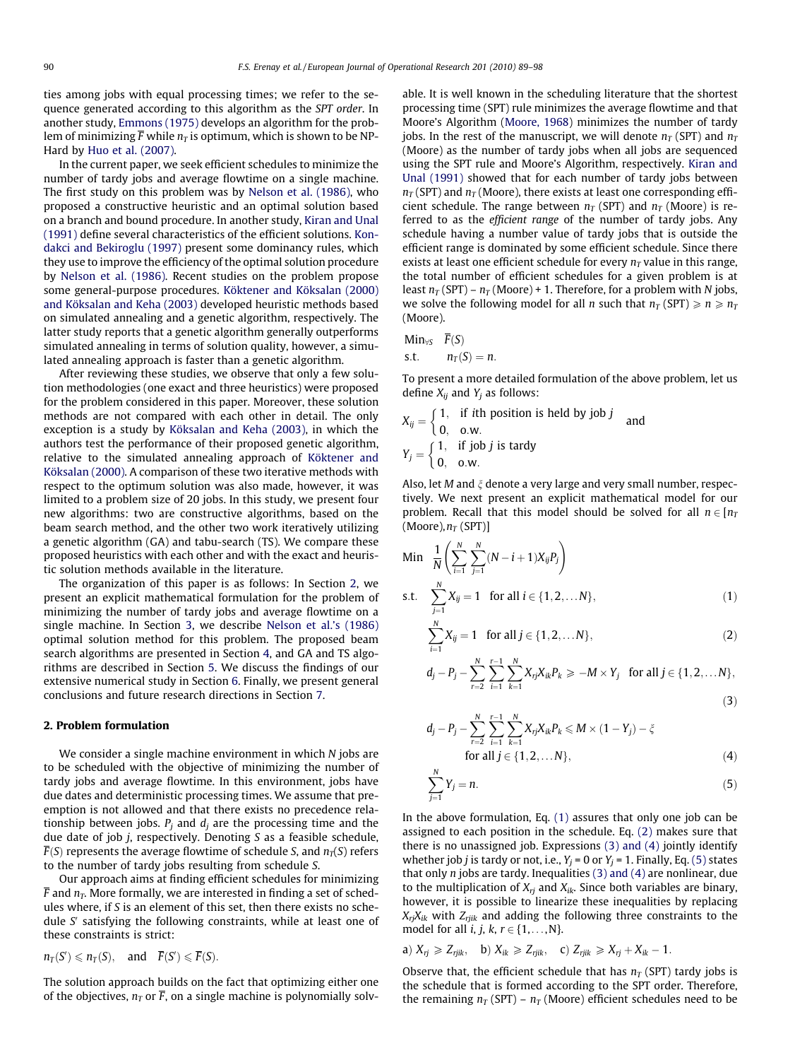ties among jobs with equal processing times; we refer to the sequence generated according to this algorithm as the *SPT order*. In another study, Emmons (1975) develops an algorithm for the problem of minimizing $\overline{F}$ while $n_T$ is optimum, which is shown to be NP-Hard by Huo et al. (2007).

In the current paper, we seek efficient schedules to minimize the number of tardy jobs and average flowtime on a single machine. The first study on this problem was by Nelson et al. (1986), who proposed a constructive heuristic and an optimal solution based on a branch and bound procedure. In another study, Kiran and Unal (1991) define several characteristics of the efficient solutions. Kondakci and Bekiroglu (1997) present some dominancy rules, which they use to improve the efficiency of the optimal solution procedure by Nelson et al. (1986). Recent studies on the problem propose some general-purpose procedures. Köktener and Köksalan (2000) and Köksalan and Keha (2003) developed heuristic methods based on simulated annealing and a genetic algorithm, respectively. The latter study reports that a genetic algorithm generally outperforms simulated annealing in terms of solution quality, however, a simulated annealing approach is faster than a genetic algorithm.

After reviewing these studies, we observe that only a few solution methodologies (one exact and three heuristics) were proposed for the problem considered in this paper. Moreover, these solution methods are not compared with each other in detail. The only exception is a study by Köksalan and Keha (2003), in which the authors test the performance of their proposed genetic algorithm, relative to the simulated annealing approach of Köktener and Köksalan (2000). A comparison of these two iterative methods with respect to the optimum solution was also made, however, it was limited to a problem size of 20 jobs. In this study, we present four new algorithms: two are constructive algorithms, based on the beam search method, and the other two work iteratively utilizing a genetic algorithm (GA) and tabu-search (TS). We compare these proposed heuristics with each other and with the exact and heuristic solution methods available in the literature.

The organization of this paper is as follows: In Section 2, we present an explicit mathematical formulation for the problem of minimizing the number of tardy jobs and average flowtime on a single machine. In Section 3, we describe Nelson et al.'s (1986) optimal solution method for this problem. The proposed beam search algorithms are presented in Section 4, and GA and TS algorithms are described in Section 5. We discuss the findings of our extensive numerical study in Section 6. Finally, we present general conclusions and future research directions in Section 7.

## 2. Problem formulation

We consider a single machine environment in which $N$ jobs are to be scheduled with the objective of minimizing the number of tardy jobs and average flowtime. In this environment, jobs have due dates and deterministic processing times. We assume that preemption is not allowed and that there exists no precedence relationship between jobs. $P_j$ and $d_j$ are the processing time and the due date of job $j$, respectively. Denoting $S$ as a feasible schedule, $\overline{F}(S)$ represents the average flowtime of schedule $S$, and $n_T(S)$ refers to the number of tardy jobs resulting from schedule $S$.

Our approach aims at finding efficient schedules for minimizing $\overline{F}$ and $n_T$. More formally, we are interested in finding a set of schedules where, if $S$ is an element of this set, then there exists no schedule $S'$ satisfying the following constraints, while at least one of these constraints is strict:

$$n_T(S') \leqslant n_T(S), \quad \text{and} \quad \overline{F}(S') \leqslant \overline{F}(S).$$

The solution approach builds on the fact that optimizing either one of the objectives, $n_T$ or $\overline{F}$, on a single machine is polynomially solvable. It is well known in the scheduling literature that the shortest processing time (SPT) rule minimizes the average flowtime and that Moore's Algorithm (Moore, 1968) minimizes the number of tardy jobs. In the rest of the manuscript, we will denote $n_T$ (SPT) and $n_T$ (Moore) as the number of tardy jobs when all jobs are sequenced using the SPT rule and Moore's Algorithm, respectively. Kiran and Unal (1991) showed that for each number of tardy jobs between $n_T$ (SPT) and $n_T$ (Moore), there exists at least one corresponding efficient schedule. The range between $n_T$ (SPT) and $n_T$ (Moore) is referred to as the *efficient range* of the number of tardy jobs. Any schedule having a number value of tardy jobs that is outside the efficient range is dominated by some efficient schedule. Since there exists at least one efficient schedule for every $n_T$ value in this range, the total number of efficient schedules for a given problem is at least $n_T$ (SPT) – $n_T$ (Moore) + 1. Therefore, for a problem with $N$ jobs, we solve the following model for all $n$ such that $n_T\,(\text{SPT}) \geqslant n \geqslant n_T\,(\text{Moore})$.

$$\begin{aligned} &\text{Min}_{\forall S} \quad \overline{F}(S) \\ &\text{s.t.} \quad\quad n_T(S) = n. \end{aligned}$$

To present a more detailed formulation of the above problem, let us define $X_{ij}$ and $Y_j$ as follows:

$$X_{ij} = \begin{cases} 1, & \text{if } i\text{th position is held by job } j \\ 0, & \text{o.w.} \end{cases} \quad \text{and}$$

$$Y_j = \begin{cases} 1, & \text{if job } j \text{ is tardy} \\ 0, & \text{o.w.} \end{cases}$$

Also, let $M$ and $\xi$ denote a very large and very small number, respectively. We next present an explicit mathematical model for our problem. Recall that this model should be solved for all $n \in [n_T\,(\text{Moore}), n_T\,(\text{SPT})]$

$$\text{Min} \quad \frac{1}{N}\left(\sum_{i=1}^{N}\sum_{j=1}^{N}(N-i+1)X_{ij}P_j\right)$$

$$\text{s.t.} \quad \sum_{j=1}^{N} X_{ij} = 1 \quad \text{for all } i \in \{1,2,\ldots N\}, \tag{1}$$

$$\sum_{i=1}^{N} X_{ij} = 1 \quad \text{for all } j \in \{1,2,\ldots N\}, \tag{2}$$

$$d_j - P_j - \sum_{r=2}^{N}\sum_{i=1}^{r-1}\sum_{k=1}^{N} X_{rj}X_{ik}P_k \geqslant -M \times Y_j \quad \text{for all } j \in \{1,2,\ldots N\}, \tag{3}$$

$$d_j - P_j - \sum_{r=2}^{N}\sum_{i=1}^{r-1}\sum_{k=1}^{N} X_{rj}X_{ik}P_k \leqslant M \times (1 - Y_j) - \xi \quad \text{for all } j \in \{1,2,\ldots N\}, \tag{4}$$

$$\sum_{j=1}^{N} Y_j = n. \tag{5}$$

In the above formulation, Eq. (1) assures that only one job can be assigned to each position in the schedule. Eq. (2) makes sure that there is no unassigned job. Expressions (3) and (4) jointly identify whether job $j$ is tardy or not, i.e., $Y_j = 0$ or $Y_j = 1$. Finally, Eq. (5) states that only $n$ jobs are tardy. Inequalities (3) and (4) are nonlinear, due to the multiplication of $X_{rj}$ and $X_{ik}$. Since both variables are binary, however, it is possible to linearize these inequalities by replacing $X_{rj}X_{ik}$ with $Z_{rjik}$ and adding the following three constraints to the model for all $i, j, k, r \in \{1,\ldots,N\}$.

a) $X_{rj} \geqslant Z_{rjik}$, b) $X_{ik} \geqslant Z_{rjik}$, c) $Z_{rjik} \geqslant X_{rj} + X_{ik} - 1$.

Observe that, the efficient schedule that has $n_T$ (SPT) tardy jobs is the schedule that is formed according to the SPT order. Therefore, the remaining $n_T$ (SPT) – $n_T$ (Moore) efficient schedules need to be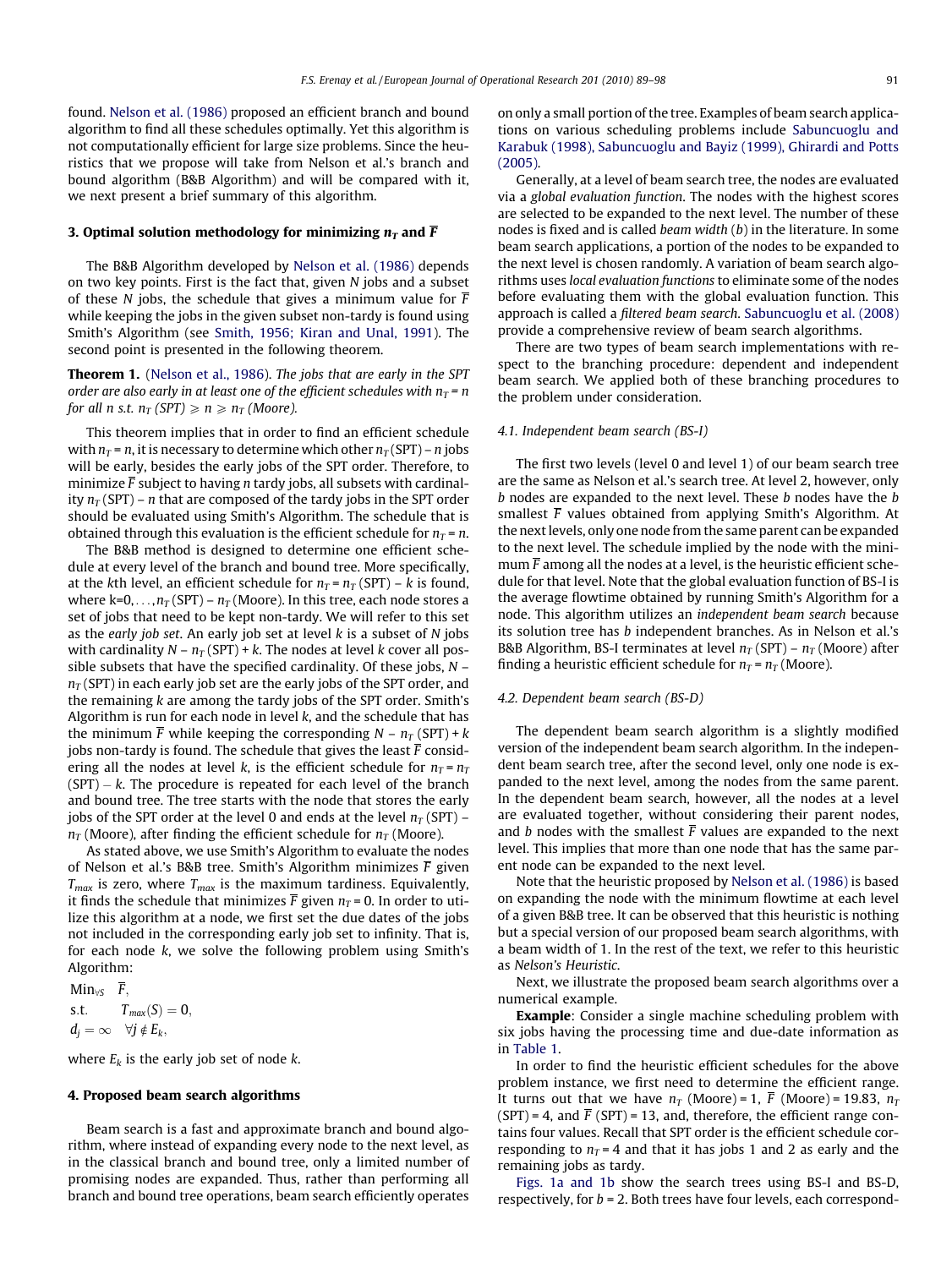found. Nelson et al. (1986) proposed an efficient branch and bound algorithm to find all these schedules optimally. Yet this algorithm is not computationally efficient for large size problems. Since the heuristics that we propose will take from Nelson et al.'s branch and bound algorithm (B&B Algorithm) and will be compared with it, we next present a brief summary of this algorithm.

## 3. Optimal solution methodology for minimizing $n_T$ and $\overline{F}$

The B&B Algorithm developed by Nelson et al. (1986) depends on two key points. First is the fact that, given $N$ jobs and a subset of these $N$ jobs, the schedule that gives a minimum value for $\overline{F}$ while keeping the jobs in the given subset non-tardy is found using Smith's Algorithm (see Smith, 1956; Kiran and Unal, 1991). The second point is presented in the following theorem.

**Theorem 1.** (Nelson et al., 1986). *The jobs that are early in the SPT order are also early in at least one of the efficient schedules with $n_T = n$ for all $n$ s.t. $n_T$ (SPT) $\geqslant n \geqslant n_T$ (Moore).*

This theorem implies that in order to find an efficient schedule with $n_T = n$, it is necessary to determine which other $n_T$(SPT) – $n$ jobs will be early, besides the early jobs of the SPT order. Therefore, to minimize $\overline{F}$ subject to having $n$ tardy jobs, all subsets with cardinality $n_T$ (SPT) – $n$ that are composed of the tardy jobs in the SPT order should be evaluated using Smith's Algorithm. The schedule that is obtained through this evaluation is the efficient schedule for $n_T = n$.

The B&B method is designed to determine one efficient schedule at every level of the branch and bound tree. More specifically, at the $k$th level, an efficient schedule for $n_T = n_T$ (SPT) – $k$ is found, where k=0,…,$n_T$ (SPT) – $n_T$ (Moore). In this tree, each node stores a set of jobs that need to be kept non-tardy. We will refer to this set as the *early job set*. An early job set at level $k$ is a subset of $N$ jobs with cardinality $N$ – $n_T$ (SPT) + $k$. The nodes at level $k$ cover all possible subsets that have the specified cardinality. Of these jobs, $N$ – $n_T$ (SPT) in each early job set are the early jobs of the SPT order, and the remaining $k$ are among the tardy jobs of the SPT order. Smith's Algorithm is run for each node in level $k$, and the schedule that has the minimum $\overline{F}$ while keeping the corresponding $N$ – $n_T$ (SPT) + $k$ jobs non-tardy is found. The schedule that gives the least $\overline{F}$ considering all the nodes at level $k$, is the efficient schedule for $n_T = n_T$ (SPT) – $k$. The procedure is repeated for each level of the branch and bound tree. The tree starts with the node that stores the early jobs of the SPT order at the level 0 and ends at the level $n_T$ (SPT) – $n_T$ (Moore), after finding the efficient schedule for $n_T$ (Moore).

As stated above, we use Smith's Algorithm to evaluate the nodes of Nelson et al.'s B&B tree. Smith's Algorithm minimizes $\overline{F}$ given $T_{max}$ is zero, where $T_{max}$ is the maximum tardiness. Equivalently, it finds the schedule that minimizes $\overline{F}$ given $n_T = 0$. In order to utilize this algorithm at a node, we first set the due dates of the jobs not included in the corresponding early job set to infinity. That is, for each node $k$, we solve the following problem using Smith's Algorithm:

$$
\begin{aligned}
&\text{Min}_{\forall S} \quad \overline{F},\\
&\text{s.t.} \quad T_{max}(S) = 0,\\
&d_j = \infty \quad \forall j \notin E_k,
\end{aligned}
$$

where $E_k$ is the early job set of node $k$.

## 4. Proposed beam search algorithms

Beam search is a fast and approximate branch and bound algorithm, where instead of expanding every node to the next level, as in the classical branch and bound tree, only a limited number of promising nodes are expanded. Thus, rather than performing all branch and bound tree operations, beam search efficiently operates on only a small portion of the tree. Examples of beam search applications on various scheduling problems include Sabuncuoglu and Karabuk (1998), Sabuncuoglu and Bayiz (1999), Ghirardi and Potts (2005).

Generally, at a level of beam search tree, the nodes are evaluated via a *global evaluation function*. The nodes with the highest scores are selected to be expanded to the next level. The number of these nodes is fixed and is called *beam width* ($b$) in the literature. In some beam search applications, a portion of the nodes to be expanded to the next level is chosen randomly. A variation of beam search algorithms uses *local evaluation functions* to eliminate some of the nodes before evaluating them with the global evaluation function. This approach is called a *filtered beam search*. Sabuncuoglu et al. (2008) provide a comprehensive review of beam search algorithms.

There are two types of beam search implementations with respect to the branching procedure: dependent and independent beam search. We applied both of these branching procedures to the problem under consideration.

### 4.1. Independent beam search (BS-I)

The first two levels (level 0 and level 1) of our beam search tree are the same as Nelson et al.'s search tree. At level 2, however, only $b$ nodes are expanded to the next level. These $b$ nodes have the $b$ smallest $\overline{F}$ values obtained from applying Smith's Algorithm. At the next levels, only one node from the same parent can be expanded to the next level. The schedule implied by the node with the minimum $\overline{F}$ among all the nodes at a level, is the heuristic efficient schedule for that level. Note that the global evaluation function of BS-I is the average flowtime obtained by running Smith's Algorithm for a node. This algorithm utilizes an *independent beam search* because its solution tree has $b$ independent branches. As in Nelson et al.'s B&B Algorithm, BS-I terminates at level $n_T$ (SPT) – $n_T$ (Moore) after finding a heuristic efficient schedule for $n_T = n_T$ (Moore).

### 4.2. Dependent beam search (BS-D)

The dependent beam search algorithm is a slightly modified version of the independent beam search algorithm. In the independent beam search tree, after the second level, only one node is expanded to the next level, among the nodes from the same parent. In the dependent beam search, however, all the nodes at a level are evaluated together, without considering their parent nodes, and $b$ nodes with the smallest $\overline{F}$ values are expanded to the next level. This implies that more than one node that has the same parent node can be expanded to the next level.

Note that the heuristic proposed by Nelson et al. (1986) is based on expanding the node with the minimum flowtime at each level of a given B&B tree. It can be observed that this heuristic is nothing but a special version of our proposed beam search algorithms, with a beam width of 1. In the rest of the text, we refer to this heuristic as *Nelson's Heuristic*.

Next, we illustrate the proposed beam search algorithms over a numerical example.

**Example**: Consider a single machine scheduling problem with six jobs having the processing time and due-date information as in Table 1.

In order to find the heuristic efficient schedules for the above problem instance, we first need to determine the efficient range. It turns out that we have $n_T$ (Moore) = 1, $\overline{F}$ (Moore) = 19.83, $n_T$ (SPT) = 4, and $\overline{F}$ (SPT) = 13, and, therefore, the efficient range contains four values. Recall that SPT order is the efficient schedule corresponding to $n_T = 4$ and that it has jobs 1 and 2 as early and the remaining jobs as tardy.

Figs. 1a and 1b show the search trees using BS-I and BS-D, respectively, for $b = 2$. Both trees have four levels, each correspond-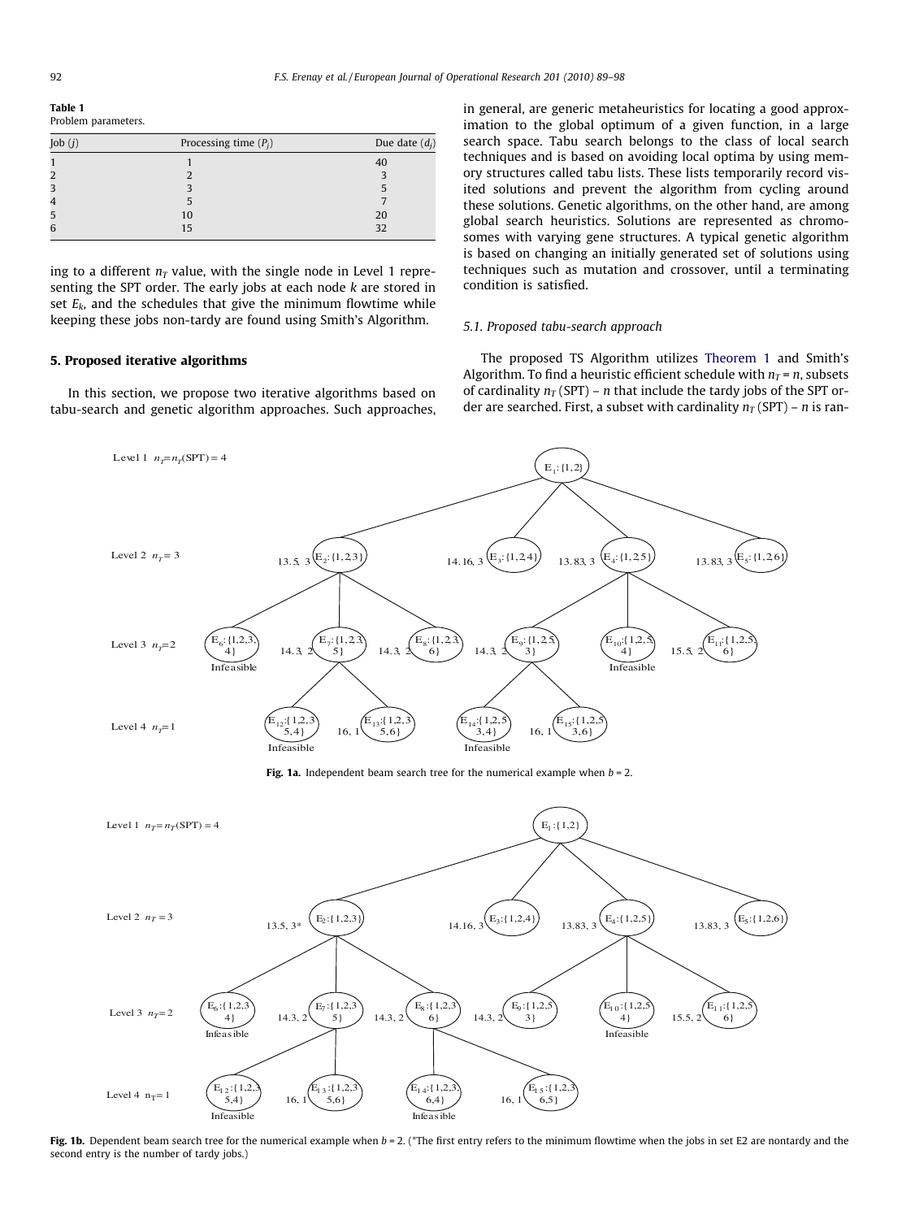**Table 1**
Problem parameters.

| Job ($j$) | Processing time ($P_j$) | Due date ($d_j$) |
|---|---|---|
| 1 | 1 | 40 |
| 2 | 2 | 3 |
| 3 | 3 | 5 |
| 4 | 5 | 7 |
| 5 | 10 | 20 |
| 6 | 15 | 32 |

ing to a different $n_T$ value, with the single node in Level 1 representing the SPT order. The early jobs at each node $k$ are stored in set $E_k$, and the schedules that give the minimum flowtime while keeping these jobs non-tardy are found using Smith's Algorithm.

## 5. Proposed iterative algorithms

In this section, we propose two iterative algorithms based on tabu-search and genetic algorithm approaches. Such approaches, in general, are generic metaheuristics for locating a good approximation to the global optimum of a given function, in a large search space. Tabu search belongs to the class of local search techniques and is based on avoiding local optima by using memory structures called tabu lists. These lists temporarily record visited solutions and prevent the algorithm from cycling around these solutions. Genetic algorithms, on the other hand, are among global search heuristics. Solutions are represented as chromosomes with varying gene structures. A typical genetic algorithm is based on changing an initially generated set of solutions using techniques such as mutation and crossover, until a terminating condition is satisfied.

### 5.1. Proposed tabu-search approach

The proposed TS Algorithm utilizes Theorem 1 and Smith's Algorithm. To find a heuristic efficient schedule with $n_T = n$, subsets of cardinality $n_T(\text{SPT}) - n$ that include the tardy jobs of the SPT order are searched. First, a subset with cardinality $n_T(\text{SPT}) - n$ is ran-

**Fig. 1a.** Independent beam search tree for the numerical example when $b = 2$.

**Fig. 1b.** Dependent beam search tree for the numerical example when $b = 2$. (*The first entry refers to the minimum flowtime when the jobs in set E2 are nontardy and the second entry is the number of tardy jobs.)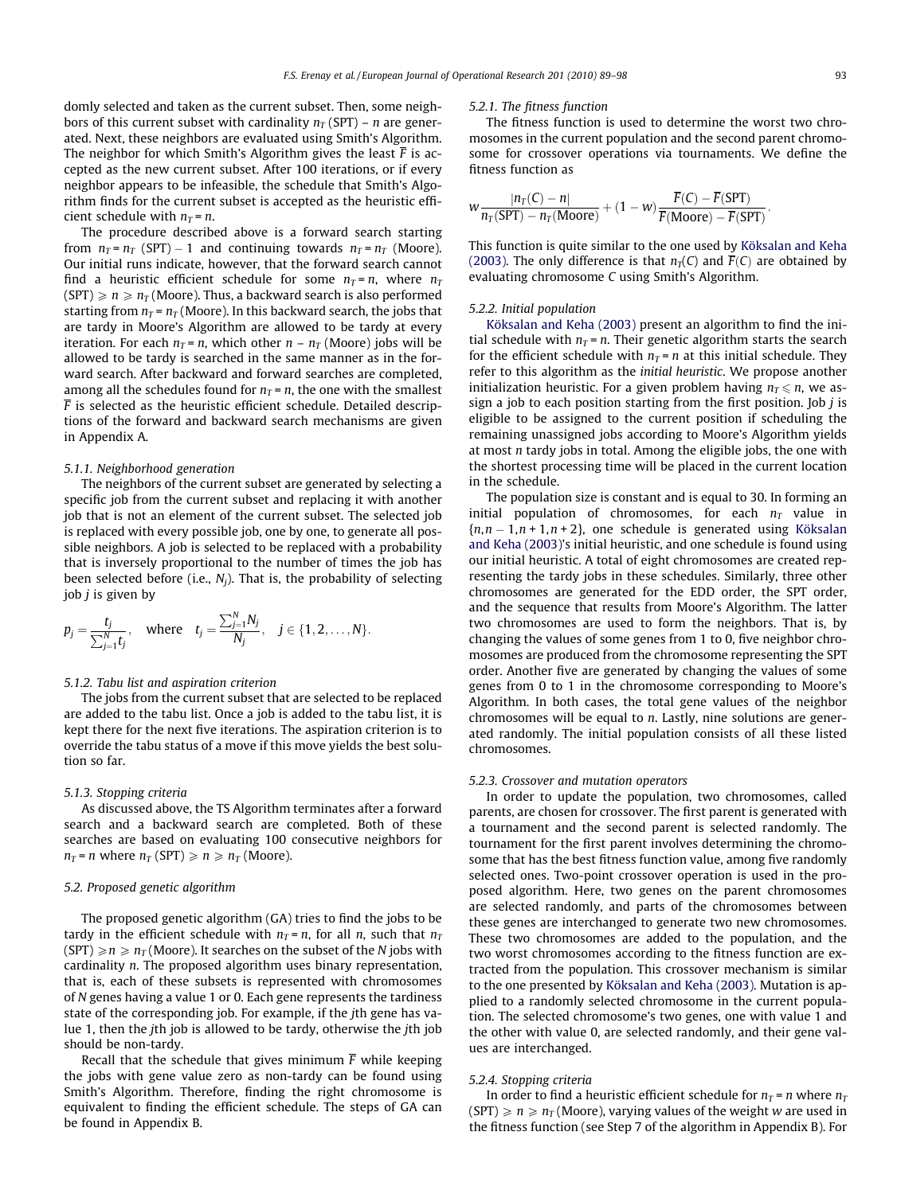domly selected and taken as the current subset. Then, some neighbors of this current subset with cardinality $n_T$ (SPT) – $n$ are generated. Next, these neighbors are evaluated using Smith's Algorithm. The neighbor for which Smith's Algorithm gives the least $\overline{F}$ is accepted as the new current subset. After 100 iterations, or if every neighbor appears to be infeasible, the schedule that Smith's Algorithm finds for the current subset is accepted as the heuristic efficient schedule with $n_T = n$.

The procedure described above is a forward search starting from $n_T = n_T$ (SPT) – 1 and continuing towards $n_T = n_T$ (Moore). Our initial runs indicate, however, that the forward search cannot find a heuristic efficient schedule for some $n_T = n$, where $n_T$ (SPT) $\geqslant n \geqslant n_T$ (Moore). Thus, a backward search is also performed starting from $n_T = n_T$ (Moore). In this backward search, the jobs that are tardy in Moore's Algorithm are allowed to be tardy at every iteration. For each $n_T = n$, which other $n - n_T$ (Moore) jobs will be allowed to be tardy is searched in the same manner as in the forward search. After backward and forward searches are completed, among all the schedules found for $n_T = n$, the one with the smallest $\overline{F}$ is selected as the heuristic efficient schedule. Detailed descriptions of the forward and backward search mechanisms are given in Appendix A.

#### 5.1.1. Neighborhood generation

The neighbors of the current subset are generated by selecting a specific job from the current subset and replacing it with another job that is not an element of the current subset. The selected job is replaced with every possible job, one by one, to generate all possible neighbors. A job is selected to be replaced with a probability that is inversely proportional to the number of times the job has been selected before (i.e., $N_j$). That is, the probability of selecting job $j$ is given by

$$p_j = \frac{t_j}{\sum_{j=1}^{N} t_j}, \quad \text{where} \quad t_j = \frac{\sum_{j=1}^{N} N_j}{N_j}, \quad j \in \{1, 2, \ldots, N\}.$$

#### 5.1.2. Tabu list and aspiration criterion

The jobs from the current subset that are selected to be replaced are added to the tabu list. Once a job is added to the tabu list, it is kept there for the next five iterations. The aspiration criterion is to override the tabu status of a move if this move yields the best solution so far.

#### 5.1.3. Stopping criteria

As discussed above, the TS Algorithm terminates after a forward search and a backward search are completed. Both of these searches are based on evaluating 100 consecutive neighbors for $n_T = n$ where $n_T$ (SPT) $\geqslant n \geqslant n_T$ (Moore).

### 5.2. Proposed genetic algorithm

The proposed genetic algorithm (GA) tries to find the jobs to be tardy in the efficient schedule with $n_T = n$, for all $n$, such that $n_T$ (SPT) $\geqslant n \geqslant n_T$ (Moore). It searches on the subset of the $N$ jobs with cardinality $n$. The proposed algorithm uses binary representation, that is, each of these subsets is represented with chromosomes of $N$ genes having a value 1 or 0. Each gene represents the tardiness state of the corresponding job. For example, if the $j$th gene has value 1, then the $j$th job is allowed to be tardy, otherwise the $j$th job should be non-tardy.

Recall that the schedule that gives minimum $\overline{F}$ while keeping the jobs with gene value zero as non-tardy can be found using Smith's Algorithm. Therefore, finding the right chromosome is equivalent to finding the efficient schedule. The steps of GA can be found in Appendix B.

#### 5.2.1. The fitness function

The fitness function is used to determine the worst two chromosomes in the current population and the second parent chromosome for crossover operations via tournaments. We define the fitness function as

$$w \frac{|n_T(C) - n|}{n_T(\text{SPT}) - n_T(\text{Moore})} + (1 - w) \frac{\overline{F}(C) - \overline{F}(\text{SPT})}{\overline{F}(\text{Moore}) - \overline{F}(\text{SPT})}.$$

This function is quite similar to the one used by Köksalan and Keha (2003). The only difference is that $n_T(C)$ and $\overline{F}(C)$ are obtained by evaluating chromosome $C$ using Smith's Algorithm.

#### 5.2.2. Initial population

Köksalan and Keha (2003) present an algorithm to find the initial schedule with $n_T = n$. Their genetic algorithm starts the search for the efficient schedule with $n_T = n$ at this initial schedule. They refer to this algorithm as the *initial heuristic*. We propose another initialization heuristic. For a given problem having $n_T \leqslant n$, we assign a job to each position starting from the first position. Job $j$ is eligible to be assigned to the current position if scheduling the remaining unassigned jobs according to Moore's Algorithm yields at most $n$ tardy jobs in total. Among the eligible jobs, the one with the shortest processing time will be placed in the current location in the schedule.

The population size is constant and is equal to 30. In forming an initial population of chromosomes, for each $n_T$ value in $\{n, n - 1, n + 1, n + 2\}$, one schedule is generated using Köksalan and Keha (2003)'s initial heuristic, and one schedule is found using our initial heuristic. A total of eight chromosomes are created representing the tardy jobs in these schedules. Similarly, three other chromosomes are generated for the EDD order, the SPT order, and the sequence that results from Moore's Algorithm. The latter two chromosomes are used to form the neighbors. That is, by changing the values of some genes from 1 to 0, five neighbor chromosomes are produced from the chromosome representing the SPT order. Another five are generated by changing the values of some genes from 0 to 1 in the chromosome corresponding to Moore's Algorithm. In both cases, the total gene values of the neighbor chromosomes will be equal to $n$. Lastly, nine solutions are generated randomly. The initial population consists of all these listed chromosomes.

#### 5.2.3. Crossover and mutation operators

In order to update the population, two chromosomes, called parents, are chosen for crossover. The first parent is generated with a tournament and the second parent is selected randomly. The tournament for the first parent involves determining the chromosome that has the best fitness function value, among five randomly selected ones. Two-point crossover operation is used in the proposed algorithm. Here, two genes on the parent chromosomes are selected randomly, and parts of the chromosomes between these genes are interchanged to generate two new chromosomes. These two chromosomes are added to the population, and the two worst chromosomes according to the fitness function are extracted from the population. This crossover mechanism is similar to the one presented by Köksalan and Keha (2003). Mutation is applied to a randomly selected chromosome in the current population. The selected chromosome's two genes, one with value 1 and the other with value 0, are selected randomly, and their gene values are interchanged.

#### 5.2.4. Stopping criteria

In order to find a heuristic efficient schedule for $n_T = n$ where $n_T$ (SPT) $\geqslant n \geqslant n_T$ (Moore), varying values of the weight $w$ are used in the fitness function (see Step 7 of the algorithm in Appendix B). For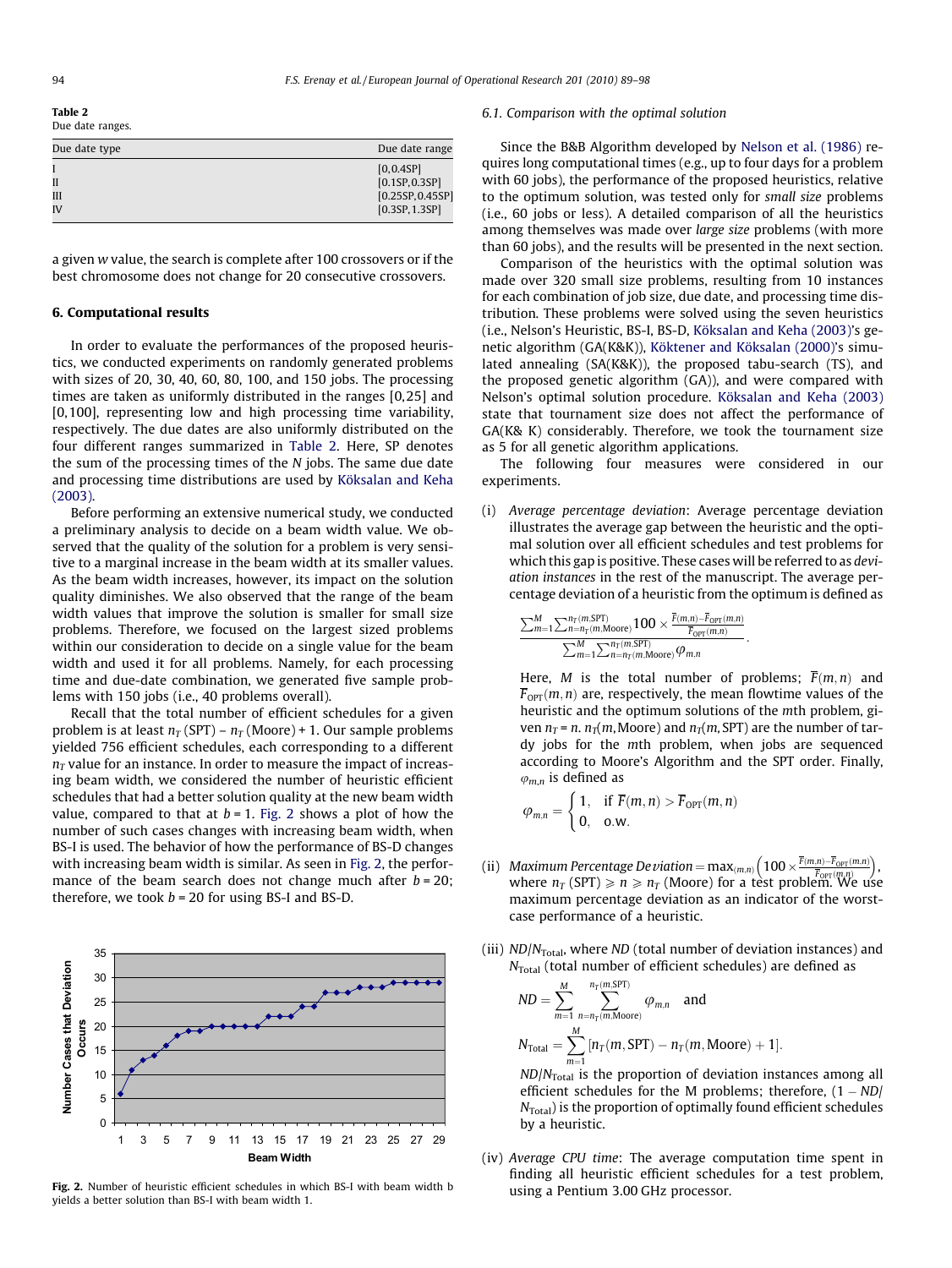**Table 2**
Due date ranges.

| Due date type | Due date range |
|---|---|
| I | [0,0.4SP] |
| II | [0.1SP,0.3SP] |
| III | [0.25SP,0.45SP] |
| IV | [0.3SP,1.3SP] |

a given $w$ value, the search is complete after 100 crossovers or if the best chromosome does not change for 20 consecutive crossovers.

## 6. Computational results

In order to evaluate the performances of the proposed heuristics, we conducted experiments on randomly generated problems with sizes of 20, 30, 40, 60, 80, 100, and 150 jobs. The processing times are taken as uniformly distributed in the ranges [0,25] and [0,100], representing low and high processing time variability, respectively. The due dates are also uniformly distributed on the four different ranges summarized in Table 2. Here, SP denotes the sum of the processing times of the $N$ jobs. The same due date and processing time distributions are used by Köksalan and Keha (2003).

Before performing an extensive numerical study, we conducted a preliminary analysis to decide on a beam width value. We observed that the quality of the solution for a problem is very sensitive to a marginal increase in the beam width at its smaller values. As the beam width increases, however, its impact on the solution quality diminishes. We also observed that the range of the beam width values that improve the solution is smaller for small size problems. Therefore, we focused on the largest sized problems within our consideration to decide on a single value for the beam width and used it for all problems. Namely, for each processing time and due-date combination, we generated five sample problems with 150 jobs (i.e., 40 problems overall).

Recall that the total number of efficient schedules for a given problem is at least $n_T$ (SPT) – $n_T$ (Moore) + 1. Our sample problems yielded 756 efficient schedules, each corresponding to a different $n_T$ value for an instance. In order to measure the impact of increasing beam width, we considered the number of heuristic efficient schedules that had a better solution quality at the new beam width value, compared to that at $b = 1$. Fig. 2 shows a plot of how the number of such cases changes with increasing beam width, when BS-I is used. The behavior of how the performance of BS-D changes with increasing beam width is similar. As seen in Fig. 2, the performance of the beam search does not change much after $b = 20$; therefore, we took $b = 20$ for using BS-I and BS-D.

**Fig. 2.** Number of heuristic efficient schedules in which BS-I with beam width b yields a better solution than BS-I with beam width 1.

### 6.1. Comparison with the optimal solution

Since the B&B Algorithm developed by Nelson et al. (1986) requires long computational times (e.g., up to four days for a problem with 60 jobs), the performance of the proposed heuristics, relative to the optimum solution, was tested only for *small size* problems (i.e., 60 jobs or less). A detailed comparison of all the heuristics among themselves was made over *large size* problems (with more than 60 jobs), and the results will be presented in the next section.

Comparison of the heuristics with the optimal solution was made over 320 small size problems, resulting from 10 instances for each combination of job size, due date, and processing time distribution. These problems were solved using the seven heuristics (i.e., Nelson's Heuristic, BS-I, BS-D, Köksalan and Keha (2003)'s genetic algorithm (GA(K&K)), Köktener and Köksalan (2000)'s simulated annealing (SA(K&K)), the proposed tabu-search (TS), and the proposed genetic algorithm (GA)), and were compared with Nelson's optimal solution procedure. Köksalan and Keha (2003) state that tournament size does not affect the performance of GA(K& K) considerably. Therefore, we took the tournament size as 5 for all genetic algorithm applications.

The following four measures were considered in our experiments.

(i) *Average percentage deviation*: Average percentage deviation illustrates the average gap between the heuristic and the optimal solution over all efficient schedules and test problems for which this gap is positive. These cases will be referred to as *deviation instances* in the rest of the manuscript. The average percentage deviation of a heuristic from the optimum is defined as

$$\frac{\sum_{m=1}^{M}\sum_{n=n_T(m,\text{Moore})}^{n_T(m,\text{SPT})} 100 \times \frac{\overline{F}(m,n)-\overline{F}_{\text{OPT}}(m,n)}{\overline{F}_{\text{OPT}}(m,n)}}{\sum_{m=1}^{M}\sum_{n=n_T(m,\text{Moore})}^{n_T(m,\text{SPT})} \varphi_{m,n}}.$$

Here, $M$ is the total number of problems; $\overline{F}(m,n)$ and $\overline{F}_{\text{OPT}}(m,n)$ are, respectively, the mean flowtime values of the heuristic and the optimum solutions of the $m$th problem, given $n_T = n$. $n_T(m,\text{Moore})$ and $n_T(m,\text{SPT})$ are the number of tardy jobs for the $m$th problem, when jobs are sequenced according to Moore's Algorithm and the SPT order. Finally, $\varphi_{m,n}$ is defined as

$$\varphi_{m,n} = \begin{cases} 1, & \text{if } \overline{F}(m,n) > \overline{F}_{\text{OPT}}(m,n) \\ 0, & \text{o.w.} \end{cases}$$

(ii) *Maximum Percentage Deviation* $= \max_{(m,n)}\left(100 \times \frac{\overline{F}(m,n)-\overline{F}_{\text{OPT}}(m,n)}{\overline{F}_{\text{OPT}}(m,n)}\right)$, where $n_T$ (SPT) $\geqslant n \geqslant n_T$ (Moore) for a test problem. We use maximum percentage deviation as an indicator of the worst-case performance of a heuristic.

(iii) $ND/N_{\text{Total}}$, where $ND$ (total number of deviation instances) and $N_{\text{Total}}$ (total number of efficient schedules) are defined as

$$ND = \sum_{m=1}^{M}\sum_{n=n_T(m,\text{Moore})}^{n_T(m,\text{SPT})} \varphi_{m,n} \quad \text{and}$$

$$N_{\text{Total}} = \sum_{m=1}^{M}[n_T(m,\text{SPT}) - n_T(m,\text{Moore}) + 1].$$

$ND/N_{\text{Total}}$ is the proportion of deviation instances among all efficient schedules for the M problems; therefore, $(1 - ND/N_{\text{Total}})$ is the proportion of optimally found efficient schedules by a heuristic.

(iv) *Average CPU time*: The average computation time spent in finding all heuristic efficient schedules for a test problem, using a Pentium 3.00 GHz processor.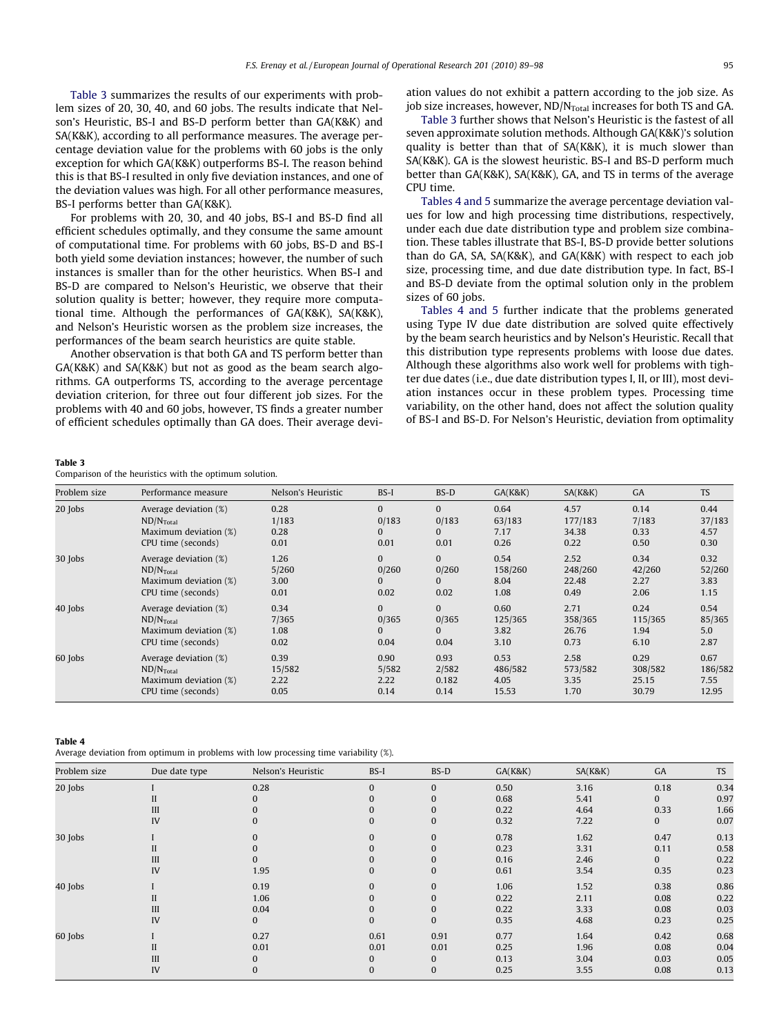Table 3 summarizes the results of our experiments with problem sizes of 20, 30, 40, and 60 jobs. The results indicate that Nelson's Heuristic, BS-I and BS-D perform better than GA(K&K) and SA(K&K), according to all performance measures. The average percentage deviation value for the problems with 60 jobs is the only exception for which GA(K&K) outperforms BS-I. The reason behind this is that BS-I resulted in only five deviation instances, and one of the deviation values was high. For all other performance measures, BS-I performs better than GA(K&K).

For problems with 20, 30, and 40 jobs, BS-I and BS-D find all efficient schedules optimally, and they consume the same amount of computational time. For problems with 60 jobs, BS-D and BS-I both yield some deviation instances; however, the number of such instances is smaller than for the other heuristics. When BS-I and BS-D are compared to Nelson's Heuristic, we observe that their solution quality is better; however, they require more computational time. Although the performances of GA(K&K), SA(K&K), and Nelson's Heuristic worsen as the problem size increases, the performances of the beam search heuristics are quite stable.

Another observation is that both GA and TS perform better than GA(K&K) and SA(K&K) but not as good as the beam search algorithms. GA outperforms TS, according to the average percentage deviation criterion, for three out four different job sizes. For the problems with 40 and 60 jobs, however, TS finds a greater number of efficient schedules optimally than GA does. Their average deviation values do not exhibit a pattern according to the job size. As job size increases, however, $ND/N_{Total}$ increases for both TS and GA.

Table 3 further shows that Nelson's Heuristic is the fastest of all seven approximate solution methods. Although GA(K&K)'s solution quality is better than that of SA(K&K), it is much slower than SA(K&K). GA is the slowest heuristic. BS-I and BS-D perform much better than GA(K&K), SA(K&K), GA, and TS in terms of the average CPU time.

Tables 4 and 5 summarize the average percentage deviation values for low and high processing time distributions, respectively, under each due date distribution type and problem size combination. These tables illustrate that BS-I, BS-D provide better solutions than do GA, SA, SA(K&K), and GA(K&K) with respect to each job size, processing time, and due date distribution type. In fact, BS-I and BS-D deviate from the optimal solution only in the problem sizes of 60 jobs.

Tables 4 and 5 further indicate that the problems generated using Type IV due date distribution are solved quite effectively by the beam search heuristics and by Nelson's Heuristic. Recall that this distribution type represents problems with loose due dates. Although these algorithms also work well for problems with tighter due dates (i.e., due date distribution types I, II, or III), most deviation instances occur in these problem types. Processing time variability, on the other hand, does not affect the solution quality of BS-I and BS-D. For Nelson's Heuristic, deviation from optimality

**Table 3**
Comparison of the heuristics with the optimum solution.

| Problem size | Performance measure | Nelson's Heuristic | BS-I | BS-D | GA(K&K) | SA(K&K) | GA | TS |
|---|---|---|---|---|---|---|---|---|
| 20 Jobs | Average deviation (%) | 0.28 | 0 | 0 | 0.64 | 4.57 | 0.14 | 0.44 |
| | $ND/N_{Total}$ | 1/183 | 0/183 | 0/183 | 63/183 | 177/183 | 7/183 | 37/183 |
| | Maximum deviation (%) | 0.28 | 0 | 0 | 7.17 | 34.38 | 0.33 | 4.57 |
| | CPU time (seconds) | 0.01 | 0.01 | 0.01 | 0.26 | 0.22 | 0.50 | 0.30 |
| 30 Jobs | Average deviation (%) | 1.26 | 0 | 0 | 0.54 | 2.52 | 0.34 | 0.32 |
| | $ND/N_{Total}$ | 5/260 | 0/260 | 0/260 | 158/260 | 248/260 | 42/260 | 52/260 |
| | Maximum deviation (%) | 3.00 | 0 | 0 | 8.04 | 22.48 | 2.27 | 3.83 |
| | CPU time (seconds) | 0.01 | 0.02 | 0.02 | 1.08 | 0.49 | 2.06 | 1.15 |
| 40 Jobs | Average deviation (%) | 0.34 | 0 | 0 | 0.60 | 2.71 | 0.24 | 0.54 |
| | $ND/N_{Total}$ | 7/365 | 0/365 | 0/365 | 125/365 | 358/365 | 115/365 | 85/365 |
| | Maximum deviation (%) | 1.08 | 0 | 0 | 3.82 | 26.76 | 1.94 | 5.0 |
| | CPU time (seconds) | 0.02 | 0.04 | 0.04 | 3.10 | 0.73 | 6.10 | 2.87 |
| 60 Jobs | Average deviation (%) | 0.39 | 0.90 | 0.93 | 0.53 | 2.58 | 0.29 | 0.67 |
| | $ND/N_{Total}$ | 15/582 | 5/582 | 2/582 | 486/582 | 573/582 | 308/582 | 186/582 |
| | Maximum deviation (%) | 2.22 | 2.22 | 0.182 | 4.05 | 3.35 | 25.15 | 7.55 |
| | CPU time (seconds) | 0.05 | 0.14 | 0.14 | 15.53 | 1.70 | 30.79 | 12.95 |

**Table 4**
Average deviation from optimum in problems with low processing time variability (%).

| Problem size | Due date type | Nelson's Heuristic | BS-I | BS-D | GA(K&K) | SA(K&K) | GA | TS |
|---|---|---|---|---|---|---|---|---|
| 20 Jobs | I | 0.28 | 0 | 0 | 0.50 | 3.16 | 0.18 | 0.34 |
| | II | 0 | 0 | 0 | 0.68 | 5.41 | 0 | 0.97 |
| | III | 0 | 0 | 0 | 0.22 | 4.64 | 0.33 | 1.66 |
| | IV | 0 | 0 | 0 | 0.32 | 7.22 | 0 | 0.07 |
| 30 Jobs | I | 0 | 0 | 0 | 0.78 | 1.62 | 0.47 | 0.13 |
| | II | 0 | 0 | 0 | 0.23 | 3.31 | 0.11 | 0.58 |
| | III | 0 | 0 | 0 | 0.16 | 2.46 | 0 | 0.22 |
| | IV | 1.95 | 0 | 0 | 0.61 | 3.54 | 0.35 | 0.23 |
| 40 Jobs | I | 0.19 | 0 | 0 | 1.06 | 1.52 | 0.38 | 0.86 |
| | II | 1.06 | 0 | 0 | 0.22 | 2.11 | 0.08 | 0.22 |
| | III | 0.04 | 0 | 0 | 0.22 | 3.33 | 0.08 | 0.03 |
| | IV | 0 | 0 | 0 | 0.35 | 4.68 | 0.23 | 0.25 |
| 60 Jobs | I | 0.27 | 0.61 | 0.91 | 0.77 | 1.64 | 0.42 | 0.68 |
| | II | 0.01 | 0.01 | 0.01 | 0.25 | 1.96 | 0.08 | 0.04 |
| | III | 0 | 0 | 0 | 0.13 | 3.04 | 0.03 | 0.05 |
| | IV | 0 | 0 | 0 | 0.25 | 3.55 | 0.08 | 0.13 |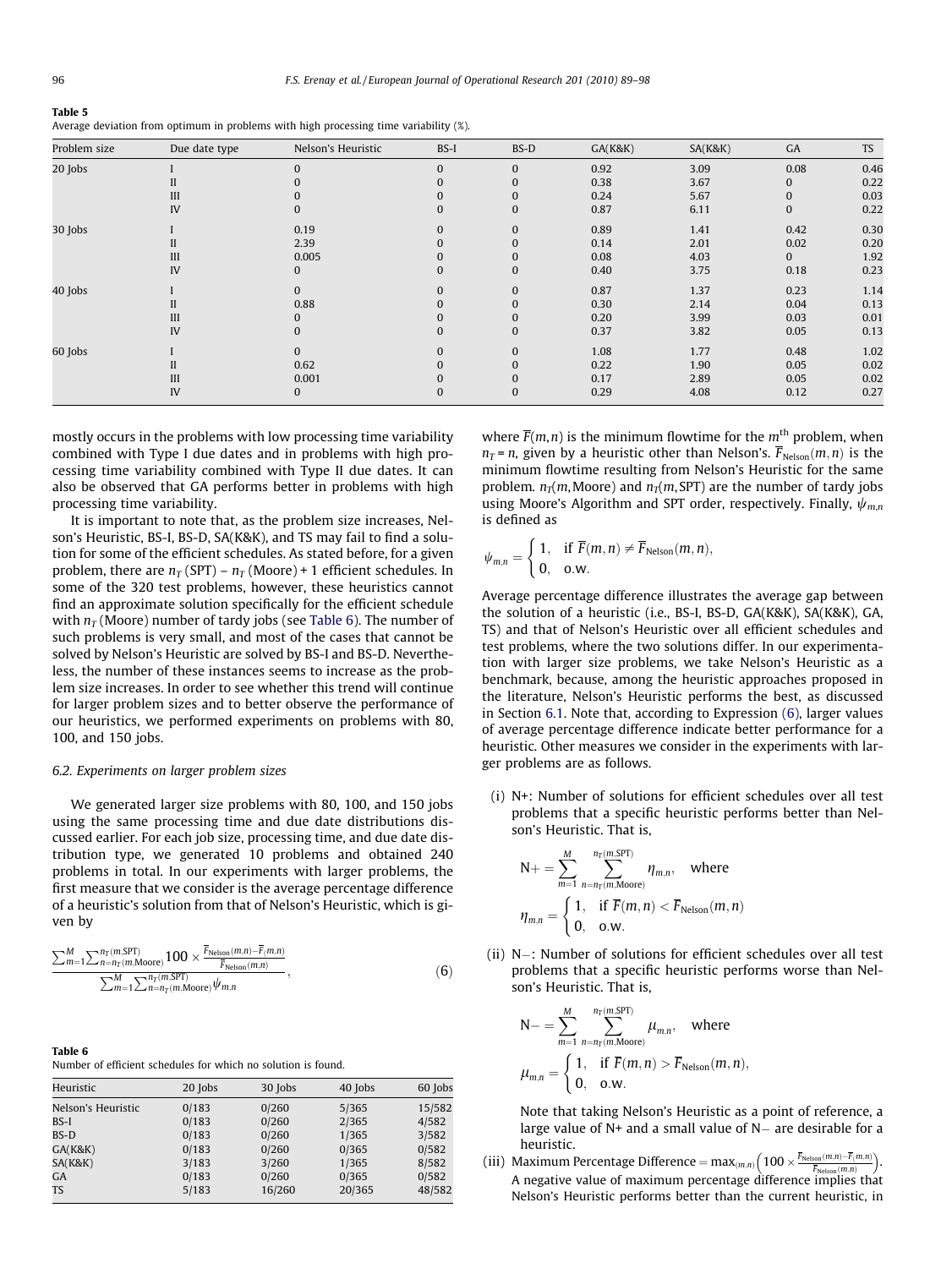**Table 5**
Average deviation from optimum in problems with high processing time variability (%).

| Problem size | Due date type | Nelson's Heuristic | BS-I | BS-D | GA(K&K) | SA(K&K) | GA | TS |
|---|---|---|---|---|---|---|---|---|
| 20 Jobs | I | 0 | 0 | 0 | 0.92 | 3.09 | 0.08 | 0.46 |
| | II | 0 | 0 | 0 | 0.38 | 3.67 | 0 | 0.22 |
| | III | 0 | 0 | 0 | 0.24 | 5.67 | 0 | 0.03 |
| | IV | 0 | 0 | 0 | 0.87 | 6.11 | 0 | 0.22 |
| 30 Jobs | I | 0.19 | 0 | 0 | 0.89 | 1.41 | 0.42 | 0.30 |
| | II | 2.39 | 0 | 0 | 0.14 | 2.01 | 0.02 | 0.20 |
| | III | 0.005 | 0 | 0 | 0.08 | 4.03 | 0 | 1.92 |
| | IV | 0 | 0 | 0 | 0.40 | 3.75 | 0.18 | 0.23 |
| 40 Jobs | I | 0 | 0 | 0 | 0.87 | 1.37 | 0.23 | 1.14 |
| | II | 0.88 | 0 | 0 | 0.30 | 2.14 | 0.04 | 0.13 |
| | III | 0 | 0 | 0 | 0.20 | 3.99 | 0.03 | 0.01 |
| | IV | 0 | 0 | 0 | 0.37 | 3.82 | 0.05 | 0.13 |
| 60 Jobs | I | 0 | 0 | 0 | 1.08 | 1.77 | 0.48 | 1.02 |
| | II | 0.62 | 0 | 0 | 0.22 | 1.90 | 0.05 | 0.02 |
| | III | 0.001 | 0 | 0 | 0.17 | 2.89 | 0.05 | 0.02 |
| | IV | 0 | 0 | 0 | 0.29 | 4.08 | 0.12 | 0.27 |

mostly occurs in the problems with low processing time variability combined with Type I due dates and in problems with high processing time variability combined with Type II due dates. It can also be observed that GA performs better in problems with high processing time variability.

It is important to note that, as the problem size increases, Nelson's Heuristic, BS-I, BS-D, SA(K&K), and TS may fail to find a solution for some of the efficient schedules. As stated before, for a given problem, there are $n_T\,(\text{SPT}) - n_T\,(\text{Moore}) + 1$ efficient schedules. In some of the 320 test problems, however, these heuristics cannot find an approximate solution specifically for the efficient schedule with $n_T\,(\text{Moore})$ number of tardy jobs (see Table 6). The number of such problems is very small, and most of the cases that cannot be solved by Nelson's Heuristic are solved by BS-I and BS-D. Nevertheless, the number of these instances seems to increase as the problem size increases. In order to see whether this trend will continue for larger problem sizes and to better observe the performance of our heuristics, we performed experiments on problems with 80, 100, and 150 jobs.

### 6.2. Experiments on larger problem sizes

We generated larger size problems with 80, 100, and 150 jobs using the same processing time and due date distributions discussed earlier. For each job size, processing time, and due date distribution type, we generated 10 problems and obtained 240 problems in total. In our experiments with larger problems, the first measure that we consider is the average percentage difference of a heuristic's solution from that of Nelson's Heuristic, which is given by

$$\frac{\sum_{m=1}^{M}\sum_{n=n_T(m,\text{Moore})}^{n_T(m,\text{SPT})} 100 \times \frac{\overline{F}_{\text{Nelson}}(m,n)-\overline{F}(m,n)}{\overline{F}_{\text{Nelson}}(m,n)}}{\sum_{m=1}^{M}\sum_{n=n_T(m,\text{Moore})}^{n_T(m,\text{SPT})}\psi_{m,n}}, \tag{6}$$

**Table 6**
Number of efficient schedules for which no solution is found.

| Heuristic | 20 Jobs | 30 Jobs | 40 Jobs | 60 Jobs |
|---|---|---|---|---|
| Nelson's Heuristic | 0/183 | 0/260 | 5/365 | 15/582 |
| BS-I | 0/183 | 0/260 | 2/365 | 4/582 |
| BS-D | 0/183 | 0/260 | 1/365 | 3/582 |
| GA(K&K) | 0/183 | 0/260 | 0/365 | 0/582 |
| SA(K&K) | 3/183 | 3/260 | 1/365 | 8/582 |
| GA | 0/183 | 0/260 | 0/365 | 0/582 |
| TS | 5/183 | 16/260 | 20/365 | 48/582 |

where $\overline{F}(m,n)$ is the minimum flowtime for the $m^{\text{th}}$ problem, when $n_T = n$, given by a heuristic other than Nelson's. $\overline{F}_{\text{Nelson}}(m,n)$ is the minimum flowtime resulting from Nelson's Heuristic for the same problem. $n_T(m,\text{Moore})$ and $n_T(m,\text{SPT})$ are the number of tardy jobs using Moore's Algorithm and SPT order, respectively. Finally, $\psi_{m,n}$ is defined as

$$\psi_{m,n} = \begin{cases} 1, & \text{if } \overline{F}(m,n) \neq \overline{F}_{\text{Nelson}}(m,n), \\ 0, & \text{o.w.} \end{cases}$$

Average percentage difference illustrates the average gap between the solution of a heuristic (i.e., BS-I, BS-D, GA(K&K), SA(K&K), GA, TS) and that of Nelson's Heuristic over all efficient schedules and test problems, where the two solutions differ. In our experimentation with larger size problems, we take Nelson's Heuristic as a benchmark, because, among the heuristic approaches proposed in the literature, Nelson's Heuristic performs the best, as discussed in Section 6.1. Note that, according to Expression (6), larger values of average percentage difference indicate better performance for a heuristic. Other measures we consider in the experiments with larger problems are as follows.

(i) N+: Number of solutions for efficient schedules over all test problems that a specific heuristic performs better than Nelson's Heuristic. That is,

$$\text{N}+ = \sum_{m=1}^{M}\sum_{n=n_T(m,\text{Moore})}^{n_T(m,\text{SPT})}\eta_{m,n}, \quad \text{where}$$

$$\eta_{m,n} = \begin{cases} 1, & \text{if } \overline{F}(m,n) < \overline{F}_{\text{Nelson}}(m,n) \\ 0, & \text{o.w.} \end{cases}$$

(ii) N−: Number of solutions for efficient schedules over all test problems that a specific heuristic performs worse than Nelson's Heuristic. That is,

$$\text{N}- = \sum_{m=1}^{M}\sum_{n=n_T(m,\text{Moore})}^{n_T(m,\text{SPT})}\mu_{m,n}, \quad \text{where}$$

$$\mu_{m,n} = \begin{cases} 1, & \text{if } \overline{F}(m,n) > \overline{F}_{\text{Nelson}}(m,n), \\ 0, & \text{o.w.} \end{cases}$$

Note that taking Nelson's Heuristic as a point of reference, a large value of N+ and a small value of N− are desirable for a heuristic.

(iii) Maximum Percentage Difference $= \max_{(m,n)}\left(100 \times \frac{\overline{F}_{\text{Nelson}}(m,n)-\overline{F}(m,n)}{\overline{F}_{\text{Nelson}}(m,n)}\right)$. A negative value of maximum percentage difference implies that Nelson's Heuristic performs better than the current heuristic, in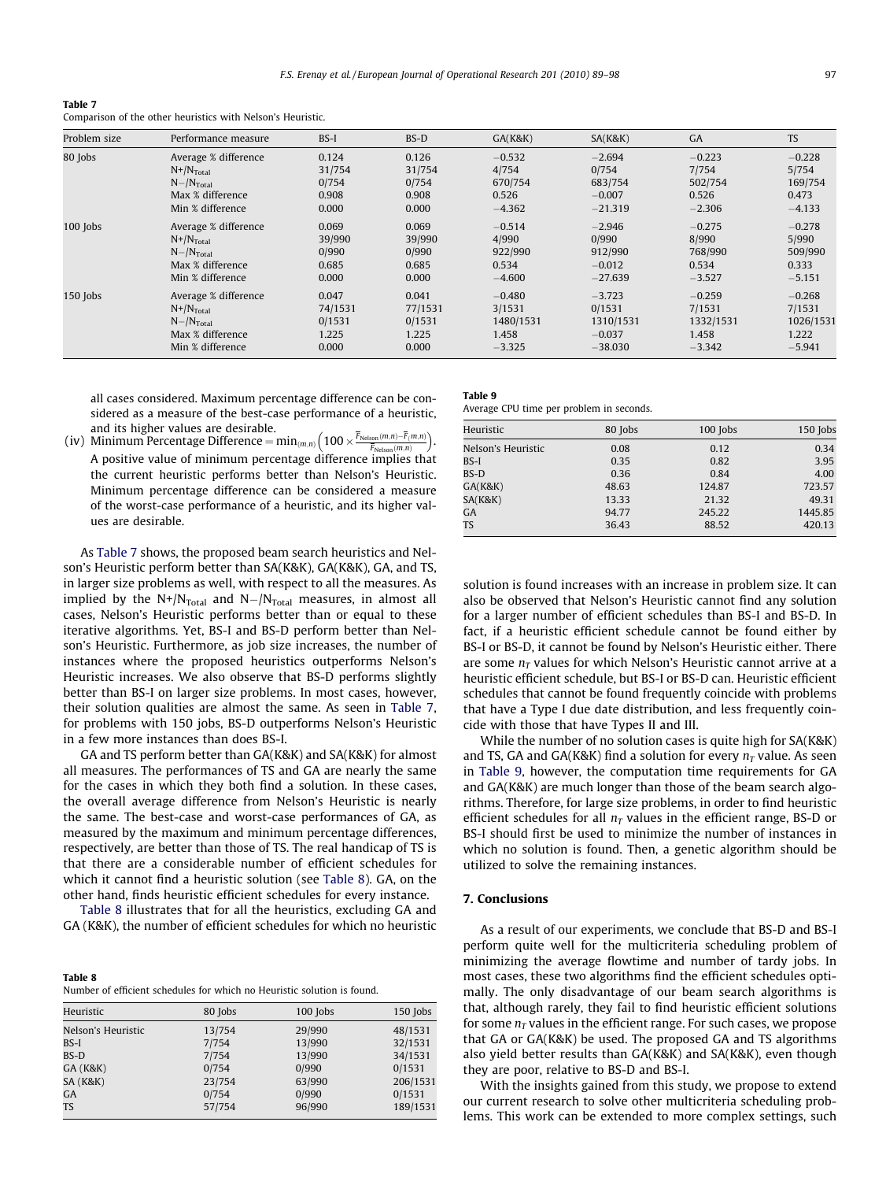**Table 7**
Comparison of the other heuristics with Nelson's Heuristic.

| Problem size | Performance measure | BS-I | BS-D | GA(K&K) | SA(K&K) | GA | TS |
|---|---|---|---|---|---|---|---|
| 80 Jobs | Average % difference | 0.124 | 0.126 | −0.532 | −2.694 | −0.223 | −0.228 |
| | $N+/N_{Total}$ | 31/754 | 31/754 | 4/754 | 0/754 | 7/754 | 5/754 |
| | $N-/N_{Total}$ | 0/754 | 0/754 | 670/754 | 683/754 | 502/754 | 169/754 |
| | Max % difference | 0.908 | 0.908 | 0.526 | −0.007 | 0.526 | 0.473 |
| | Min % difference | 0.000 | 0.000 | −4.362 | −21.319 | −2.306 | −4.133 |
| 100 Jobs | Average % difference | 0.069 | 0.069 | −0.514 | −2.946 | −0.275 | −0.278 |
| | $N+/N_{Total}$ | 39/990 | 39/990 | 4/990 | 0/990 | 8/990 | 5/990 |
| | $N-/N_{Total}$ | 0/990 | 0/990 | 922/990 | 912/990 | 768/990 | 509/990 |
| | Max % difference | 0.685 | 0.685 | 0.534 | −0.012 | 0.534 | 0.333 |
| | Min % difference | 0.000 | 0.000 | −4.600 | −27.639 | −3.527 | −5.151 |
| 150 Jobs | Average % difference | 0.047 | 0.041 | −0.480 | −3.723 | −0.259 | −0.268 |
| | $N+/N_{Total}$ | 74/1531 | 77/1531 | 3/1531 | 0/1531 | 7/1531 | 7/1531 |
| | $N-/N_{Total}$ | 0/1531 | 0/1531 | 1480/1531 | 1310/1531 | 1332/1531 | 1026/1531 |
| | Max % difference | 1.225 | 1.225 | 1.458 | −0.037 | 1.458 | 1.222 |
| | Min % difference | 0.000 | 0.000 | −3.325 | −38.030 | −3.342 | −5.941 |

all cases considered. Maximum percentage difference can be considered as a measure of the best-case performance of a heuristic, and its higher values are desirable.

(iv) Minimum Percentage Difference $= \min_{(m,n)}\left(100 \times \frac{\overline{F}_{\text{Nelson}}(m,n) - \overline{F}_i(m,n)}{\overline{F}_{\text{Nelson}}(m,n)}\right)$. A positive value of minimum percentage difference implies that the current heuristic performs better than Nelson's Heuristic. Minimum percentage difference can be considered a measure of the worst-case performance of a heuristic, and its higher values are desirable.

As Table 7 shows, the proposed beam search heuristics and Nelson's Heuristic perform better than SA(K&K), GA(K&K), GA, and TS, in larger size problems as well, with respect to all the measures. As implied by the $N+/N_{Total}$ and $N-/N_{Total}$ measures, in almost all cases, Nelson's Heuristic performs better than or equal to these iterative algorithms. Yet, BS-I and BS-D perform better than Nelson's Heuristic. Furthermore, as job size increases, the number of instances where the proposed heuristics outperforms Nelson's Heuristic increases. We also observe that BS-D performs slightly better than BS-I on larger size problems. In most cases, however, their solution qualities are almost the same. As seen in Table 7, for problems with 150 jobs, BS-D outperforms Nelson's Heuristic in a few more instances than does BS-I.

GA and TS perform better than GA(K&K) and SA(K&K) for almost all measures. The performances of TS and GA are nearly the same for the cases in which they both find a solution. In these cases, the overall average difference from Nelson's Heuristic is nearly the same. The best-case and worst-case performances of GA, as measured by the maximum and minimum percentage differences, respectively, are better than those of TS. The real handicap of TS is that there are a considerable number of efficient schedules for which it cannot find a heuristic solution (see Table 8). GA, on the other hand, finds heuristic efficient schedules for every instance.

Table 8 illustrates that for all the heuristics, excluding GA and GA (K&K), the number of efficient schedules for which no heuristic solution is found increases with an increase in problem size. It can also be observed that Nelson's Heuristic cannot find any solution for a larger number of efficient schedules than BS-I and BS-D. In fact, if a heuristic efficient schedule cannot be found either by BS-I or BS-D, it cannot be found by Nelson's Heuristic either. There are some $n_T$ values for which Nelson's Heuristic cannot arrive at a heuristic efficient schedule, but BS-I or BS-D can. Heuristic efficient schedules that cannot be found frequently coincide with problems that have a Type I due date distribution, and less frequently coincide with those that have Types II and III.

**Table 8**
Number of efficient schedules for which no Heuristic solution is found.

| Heuristic | 80 Jobs | 100 Jobs | 150 Jobs |
|---|---|---|---|
| Nelson's Heuristic | 13/754 | 29/990 | 48/1531 |
| BS-I | 7/754 | 13/990 | 32/1531 |
| BS-D | 7/754 | 13/990 | 34/1531 |
| GA (K&K) | 0/754 | 0/990 | 0/1531 |
| SA (K&K) | 23/754 | 63/990 | 206/1531 |
| GA | 0/754 | 0/990 | 0/1531 |
| TS | 57/754 | 96/990 | 189/1531 |

**Table 9**
Average CPU time per problem in seconds.

| Heuristic | 80 Jobs | 100 Jobs | 150 Jobs |
|---|---|---|---|
| Nelson's Heuristic | 0.08 | 0.12 | 0.34 |
| BS-I | 0.35 | 0.82 | 3.95 |
| BS-D | 0.36 | 0.84 | 4.00 |
| GA(K&K) | 48.63 | 124.87 | 723.57 |
| SA(K&K) | 13.33 | 21.32 | 49.31 |
| GA | 94.77 | 245.22 | 1445.85 |
| TS | 36.43 | 88.52 | 420.13 |

While the number of no solution cases is quite high for SA(K&K) and TS, GA and GA(K&K) find a solution for every $n_T$ value. As seen in Table 9, however, the computation time requirements for GA and GA(K&K) are much longer than those of the beam search algorithms. Therefore, for large size problems, in order to find heuristic efficient schedules for all $n_T$ values in the efficient range, BS-D or BS-I should first be used to minimize the number of instances in which no solution is found. Then, a genetic algorithm should be utilized to solve the remaining instances.

## 7. Conclusions

As a result of our experiments, we conclude that BS-D and BS-I perform quite well for the multicriteria scheduling problem of minimizing the average flowtime and number of tardy jobs. In most cases, these two algorithms find the efficient schedules optimally. The only disadvantage of our beam search algorithms is that, although rarely, they fail to find heuristic efficient solutions for some $n_T$ values in the efficient range. For such cases, we propose that GA or GA(K&K) be used. The proposed GA and TS algorithms also yield better results than GA(K&K) and SA(K&K), even though they are poor, relative to BS-D and BS-I.

With the insights gained from this study, we propose to extend our current research to solve other multicriteria scheduling problems. This work can be extended to more complex settings, such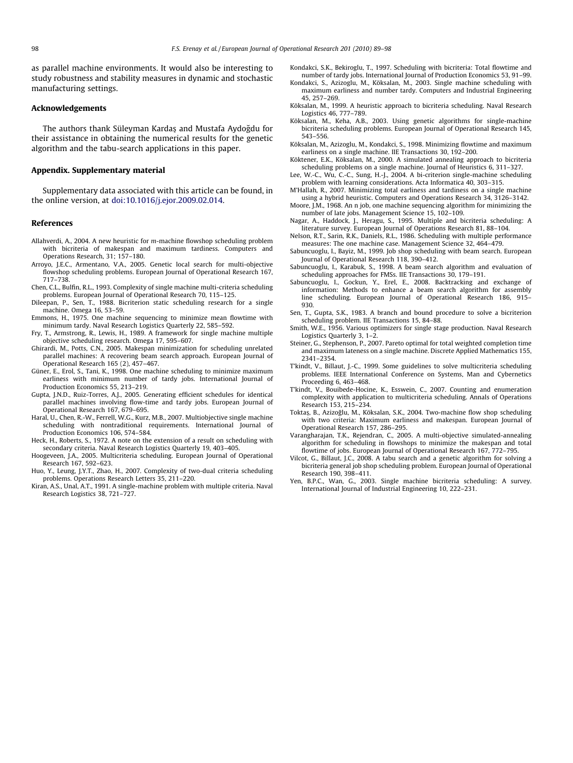as parallel machine environments. It would also be interesting to study robustness and stability measures in dynamic and stochastic manufacturing settings.

## Acknowledgements

The authors thank Süleyman Kardaş and Mustafa Aydoğdu for their assistance in obtaining the numerical results for the genetic algorithm and the tabu-search applications in this paper.

## Appendix. Supplementary material

Supplementary data associated with this article can be found, in the online version, at doi:10.1016/j.ejor.2009.02.014.

## References

Allahverdi, A., 2004. A new heuristic for *m*-machine flowshop scheduling problem with bicriteria of makespan and maximum tardiness. Computers and Operations Research, 31; 157–180.

Arroyo, J.E.C., Armentano, V.A., 2005. Genetic local search for multi-objective flowshop scheduling problems. European Journal of Operational Research 167, 717–738.

Chen, C.L., Bulfin, R.L., 1993. Complexity of single machine multi-criteria scheduling problems. European Journal of Operational Research 70, 115–125.

Dileepan, P., Sen, T., 1988. Bicriterion static scheduling research for a single machine. Omega 16, 53–59.

Emmons, H., 1975. One machine sequencing to minimize mean flowtime with minimum tardy. Naval Research Logistics Quarterly 22, 585–592.

Fry, T., Armstrong, R., Lewis, H., 1989. A framework for single machine multiple objective scheduling research. Omega 17, 595–607.

Ghirardi, M., Potts, C.N., 2005. Makespan minimization for scheduling unrelated parallel machines: A recovering beam search approach. European Journal of Operational Research 165 (2), 457–467.

Güner, E., Erol, S., Tani, K., 1998. One machine scheduling to minimize maximum earliness with minimum number of tardy jobs. International Journal of Production Economics 55, 213–219.

Gupta, J.N.D., Ruiz-Torres, A.J., 2005. Generating efficient schedules for identical parallel machines involving flow-time and tardy jobs. European Journal of Operational Research 167, 679–695.

Haral, U., Chen, R.-W., Ferrell, W.G., Kurz, M.B., 2007. Multiobjective single machine scheduling with nontraditional requirements. International Journal of Production Economics 106, 574–584.

Heck, H., Roberts, S., 1972. A note on the extension of a result on scheduling with secondary criteria. Naval Research Logistics Quarterly 19, 403–405.

Hoogeveen, J.A., 2005. Multicriteria scheduling. European Journal of Operational Research 167, 592–623.

Huo, Y., Leung, J.Y.T., Zhao, H., 2007. Complexity of two-dual criteria scheduling problems. Operations Research Letters 35, 211–220.

Kiran, A.S., Unal, A.T., 1991. A single-machine problem with multiple criteria. Naval Research Logistics 38, 721–727.

Kondakci, S.K., Bekiroglu, T., 1997. Scheduling with bicriteria: Total flowtime and number of tardy jobs. International Journal of Production Economics 53, 91–99.

Kondakci, S., Azizoglu, M., Köksalan, M., 2003. Single machine scheduling with maximum earliness and number tardy. Computers and Industrial Engineering 45, 257–269.

Köksalan, M., 1999. A heuristic approach to bicriteria scheduling. Naval Research Logistics 46, 777–789.

Köksalan, M., Keha, A.B., 2003. Using genetic algorithms for single-machine bicriteria scheduling problems. European Journal of Operational Research 145, 543–556.

Köksalan, M., Azizoglu, M., Kondakci, S., 1998. Minimizing flowtime and maximum earliness on a single machine. IIE Transactions 30, 192–200.

Köktener, E.K., Köksalan, M., 2000. A simulated annealing approach to bicriteria scheduling problems on a single machine. Journal of Heuristics 6, 311–327.

Lee, W.-C., Wu, C.-C., Sung, H.-J., 2004. A bi-criterion single-machine scheduling problem with learning considerations. Acta Informatica 40, 303–315.

M'Hallah, R., 2007. Minimizing total earliness and tardiness on a single machine using a hybrid heuristic. Computers and Operations Research 34, 3126–3142.

Moore, J.M., 1968. An n job, one machine sequencing algorithm for minimizing the number of late jobs. Management Science 15, 102–109.

Nagar, A., Haddock, J., Heragu, S., 1995. Multiple and bicriteria scheduling: A literature survey. European Journal of Operations Research 81, 88–104.

Nelson, R.T., Sarin, R.K., Daniels, R.L., 1986. Scheduling with multiple performance measures: The one machine case. Management Science 32, 464–479.

Sabuncuoglu, I., Bayiz, M., 1999. Job shop scheduling with beam search. European Journal of Operational Research 118, 390–412.

Sabuncuoglu, I., Karabuk, S., 1998. A beam search algorithm and evaluation of scheduling approaches for FMSs. IIE Transactions 30, 179–191.

Sabuncuoglu, I., Gockun, Y., Erel, E., 2008. Backtracking and exchange of information: Methods to enhance a beam search algorithm for assembly line scheduling. European Journal of Operational Research 186, 915–930.

Sen, T., Gupta, S.K., 1983. A branch and bound procedure to solve a bicriterion scheduling problem. IIE Transactions 15, 84–88.

Smith, W.E., 1956. Various optimizers for single stage production. Naval Research Logistics Quarterly 3, 1–2.

Steiner, G., Stephenson, P., 2007. Pareto optimal for total weighted completion time and maximum lateness on a single machine. Discrete Applied Mathematics 155, 2341–2354.

T'kindt, V., Billaut, J.-C., 1999. Some guidelines to solve multicriteria scheduling problems. IEEE International Conference on Systems, Man and Cybernetics Proceeding 6, 463–468.

T'kindt, V., Bouibede-Hocine, K., Esswein, C., 2007. Counting and enumeration complexity with application to multicriteria scheduling. Annals of Operations Research 153, 215–234.

Toktaş, B., Azizoğlu, M., Köksalan, S.K., 2004. Two-machine flow shop scheduling with two criteria: Maximum earliness and makespan. European Journal of Operational Research 157, 286–295.

Varangharajan, T.K., Rejendran, C., 2005. A multi-objective simulated-annealing algorithm for scheduling in flowshops to minimize the makespan and total flowtime of jobs. European Journal of Operational Research 167, 772–795.

Vilcot, G., Billaut, J.C., 2008. A tabu search and a genetic algorithm for solving a bicriteria general job shop scheduling problem. European Journal of Operational Research 190, 398–411.

Yen, B.P.C., Wan, G., 2003. Single machine bicriteria scheduling: A survey. International Journal of Industrial Engineering 10, 222–231.